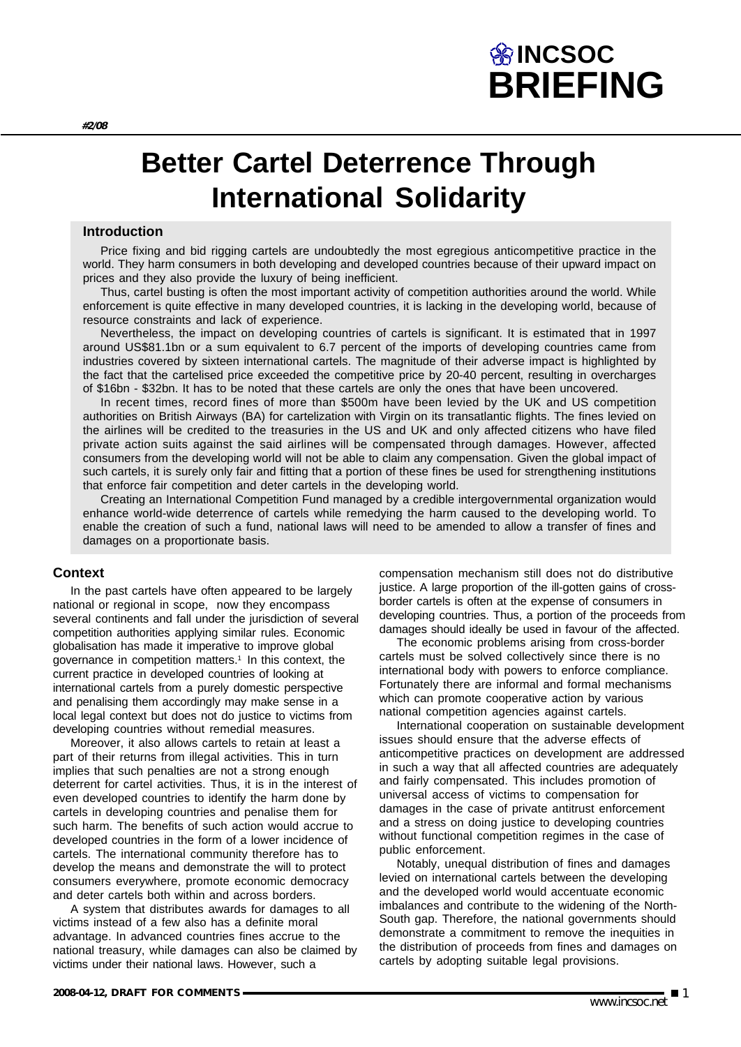# INCSOC BRIEFING

*#2/08*

# Better Cartel Deterrence Through International Solidarity

## Introduction

Price fixing and bid rigging cartels are undoubtedly the most egregious anticompetitive practice in the world. They harm consumers in both developing and developed countries because of their upward impact on prices and they also provide the luxury of being inefficient.

Thus, cartel busting is often the most important activity of competition authorities around the world. While enforcement is quite effective in many developed countries, it is lacking in the developing world, because of resource constraints and lack of experience.

Nevertheless, the impact on developing countries of cartels is significant. It is estimated that in 1997 around US$81.1bn or a sum equivalent to 6.7 percent of the imports of developing countries came from industries covered by sixteen international cartels. The magnitude of their adverse impact is highlighted by the fact that the cartelised price exceeded the competitive price by 20-40 percent, resulting in overcharges of $16bn - $32bn. It has to be noted that these cartels are only the ones that have been uncovered.

In recent times, record fines of more than $500m have been levied by the UK and US competition authorities on British Airways (BA) for cartelization with Virgin on its transatlantic flights. The fines levied on the airlines will be credited to the treasuries in the US and UK and only affected citizens who have filed private action suits against the said airlines will be compensated through damages. However, affected consumers from the developing world will not be able to claim any compensation. Given the global impact of such cartels, it is surely only fair and fitting that a portion of these fines be used for strengthening institutions that enforce fair competition and deter cartels in the developing world.

Creating an International Competition Fund managed by a credible intergovernmental organization would enhance world-wide deterrence of cartels while remedying the harm caused to the developing world. To enable the creation of such a fund, national laws will need to be amended to allow a transfer of fines and damages on a proportionate basis.

## Context

In the past cartels have often appeared to be largely national or regional in scope, now they encompass several continents and fall under the jurisdiction of several competition authorities applying similar rules. Economic globalisation has made it imperative to improve global governance in competition matters.[1] In this context, the current practice in developed countries of looking at international cartels from a purely domestic perspective and penalising them accordingly may make sense in a local legal context but does not do justice to victims from developing countries without remedial measures.

Moreover, it also allows cartels to retain at least a part of their returns from illegal activities. This in turn implies that such penalties are not a strong enough deterrent for cartel activities. Thus, it is in the interest of even developed countries to identify the harm done by cartels in developing countries and penalise them for such harm. The benefits of such action would accrue to developed countries in the form of a lower incidence of cartels. The international community therefore has to develop the means and demonstrate the will to protect consumers everywhere, promote economic democracy and deter cartels both within and across borders.

A system that distributes awards for damages to all victims instead of a few also has a definite moral advantage. In advanced countries fines accrue to the national treasury, while damages can also be claimed by victims under their national laws. However, such a compensation mechanism still does not do distributive justice. A large proportion of the ill-gotten gains of cross-border cartels is often at the expense of consumers in developing countries. Thus, a portion of the proceeds from damages should ideally be used in favour of the affected.

The economic problems arising from cross-border cartels must be solved collectively since there is no international body with powers to enforce compliance. Fortunately there are informal and formal mechanisms which can promote cooperative action by various national competition agencies against cartels.

International cooperation on sustainable development issues should ensure that the adverse effects of anticompetitive practices on development are addressed in such a way that all affected countries are adequately and fairly compensated. This includes promotion of universal access of victims to compensation for damages in the case of private antitrust enforcement and a stress on doing justice to developing countries without functional competition regimes in the case of public enforcement.

Notably, unequal distribution of fines and damages levied on international cartels between the developing and the developed world would accentuate economic imbalances and contribute to the widening of the North-South gap. Therefore, the national governments should demonstrate a commitment to remove the inequities in the distribution of proceeds from fines and damages on cartels by adopting suitable legal provisions.

2008-04-12, DRAFT FOR COMMENTS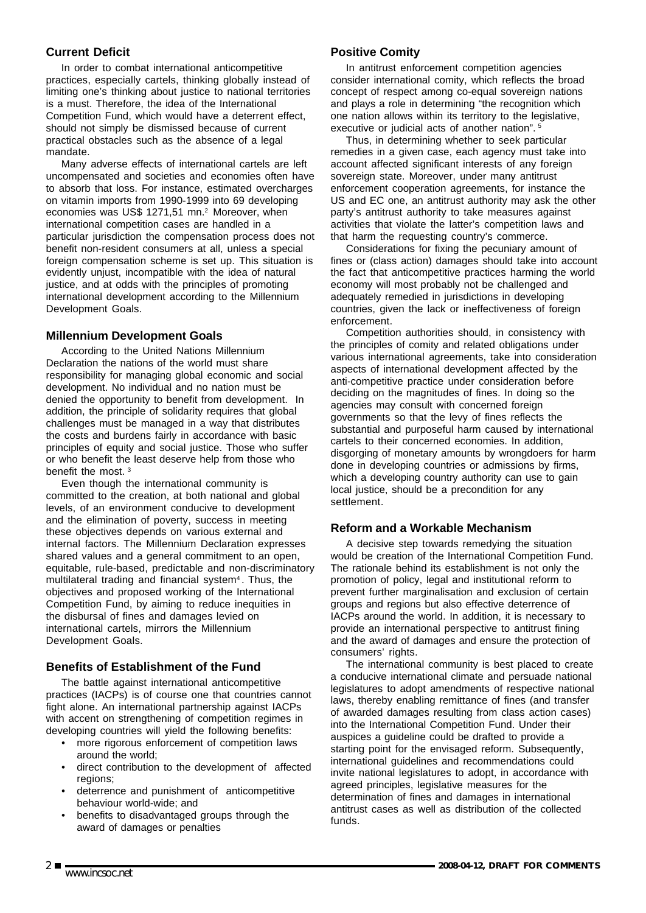## Current Deficit

In order to combat international anticompetitive practices, especially cartels, thinking globally instead of limiting one's thinking about justice to national territories is a must. Therefore, the idea of the International Competition Fund, which would have a deterrent effect, should not simply be dismissed because of current practical obstacles such as the absence of a legal mandate.

Many adverse effects of international cartels are left uncompensated and societies and economies often have to absorb that loss. For instance, estimated overcharges on vitamin imports from 1990-1999 into 69 developing economies was US$ 1271,51 mn.[2] Moreover, when international competition cases are handled in a particular jurisdiction the compensation process does not benefit non-resident consumers at all, unless a special foreign compensation scheme is set up. This situation is evidently unjust, incompatible with the idea of natural justice, and at odds with the principles of promoting international development according to the Millennium Development Goals.

## Millennium Development Goals

According to the United Nations Millennium Declaration the nations of the world must share responsibility for managing global economic and social development. No individual and no nation must be denied the opportunity to benefit from development. In addition, the principle of solidarity requires that global challenges must be managed in a way that distributes the costs and burdens fairly in accordance with basic principles of equity and social justice. Those who suffer or who benefit the least deserve help from those who benefit the most. [3]

Even though the international community is committed to the creation, at both national and global levels, of an environment conducive to development and the elimination of poverty, success in meeting these objectives depends on various external and internal factors. The Millennium Declaration expresses shared values and a general commitment to an open, equitable, rule-based, predictable and non-discriminatory multilateral trading and financial system[4]. Thus, the objectives and proposed working of the International Competition Fund, by aiming to reduce inequities in the disbursal of fines and damages levied on international cartels, mirrors the Millennium Development Goals.

## Benefits of Establishment of the Fund

The battle against international anticompetitive practices (IACPs) is of course one that countries cannot fight alone. An international partnership against IACPs with accent on strengthening of competition regimes in developing countries will yield the following benefits:

- more rigorous enforcement of competition laws around the world;
- direct contribution to the development of affected regions;
- deterrence and punishment of anticompetitive behaviour world-wide; and
- benefits to disadvantaged groups through the award of damages or penalties

## Positive Comity

In antitrust enforcement competition agencies consider international comity, which reflects the broad concept of respect among co-equal sovereign nations and plays a role in determining "the recognition which one nation allows within its territory to the legislative, executive or judicial acts of another nation". [5]

Thus, in determining whether to seek particular remedies in a given case, each agency must take into account affected significant interests of any foreign sovereign state. Moreover, under many antitrust enforcement cooperation agreements, for instance the US and EC one, an antitrust authority may ask the other party's antitrust authority to take measures against activities that violate the latter's competition laws and that harm the requesting country's commerce.

Considerations for fixing the pecuniary amount of fines or (class action) damages should take into account the fact that anticompetitive practices harming the world economy will most probably not be challenged and adequately remedied in jurisdictions in developing countries, given the lack or ineffectiveness of foreign enforcement.

Competition authorities should, in consistency with the principles of comity and related obligations under various international agreements, take into consideration aspects of international development affected by the anti-competitive practice under consideration before deciding on the magnitudes of fines. In doing so the agencies may consult with concerned foreign governments so that the levy of fines reflects the substantial and purposeful harm caused by international cartels to their concerned economies. In addition, disgorging of monetary amounts by wrongdoers for harm done in developing countries or admissions by firms, which a developing country authority can use to gain local justice, should be a precondition for any settlement.

## Reform and a Workable Mechanism

A decisive step towards remedying the situation would be creation of the International Competition Fund. The rationale behind its establishment is not only the promotion of policy, legal and institutional reform to prevent further marginalisation and exclusion of certain groups and regions but also effective deterrence of IACPs around the world. In addition, it is necessary to provide an international perspective to antitrust fining and the award of damages and ensure the protection of consumers' rights.

The international community is best placed to create a conducive international climate and persuade national legislatures to adopt amendments of respective national laws, thereby enabling remittance of fines (and transfer of awarded damages resulting from class action cases) into the International Competition Fund. Under their auspices a guideline could be drafted to provide a starting point for the envisaged reform. Subsequently, international guidelines and recommendations could invite national legislatures to adopt, in accordance with agreed principles, legislative measures for the determination of fines and damages in international antitrust cases as well as distribution of the collected funds.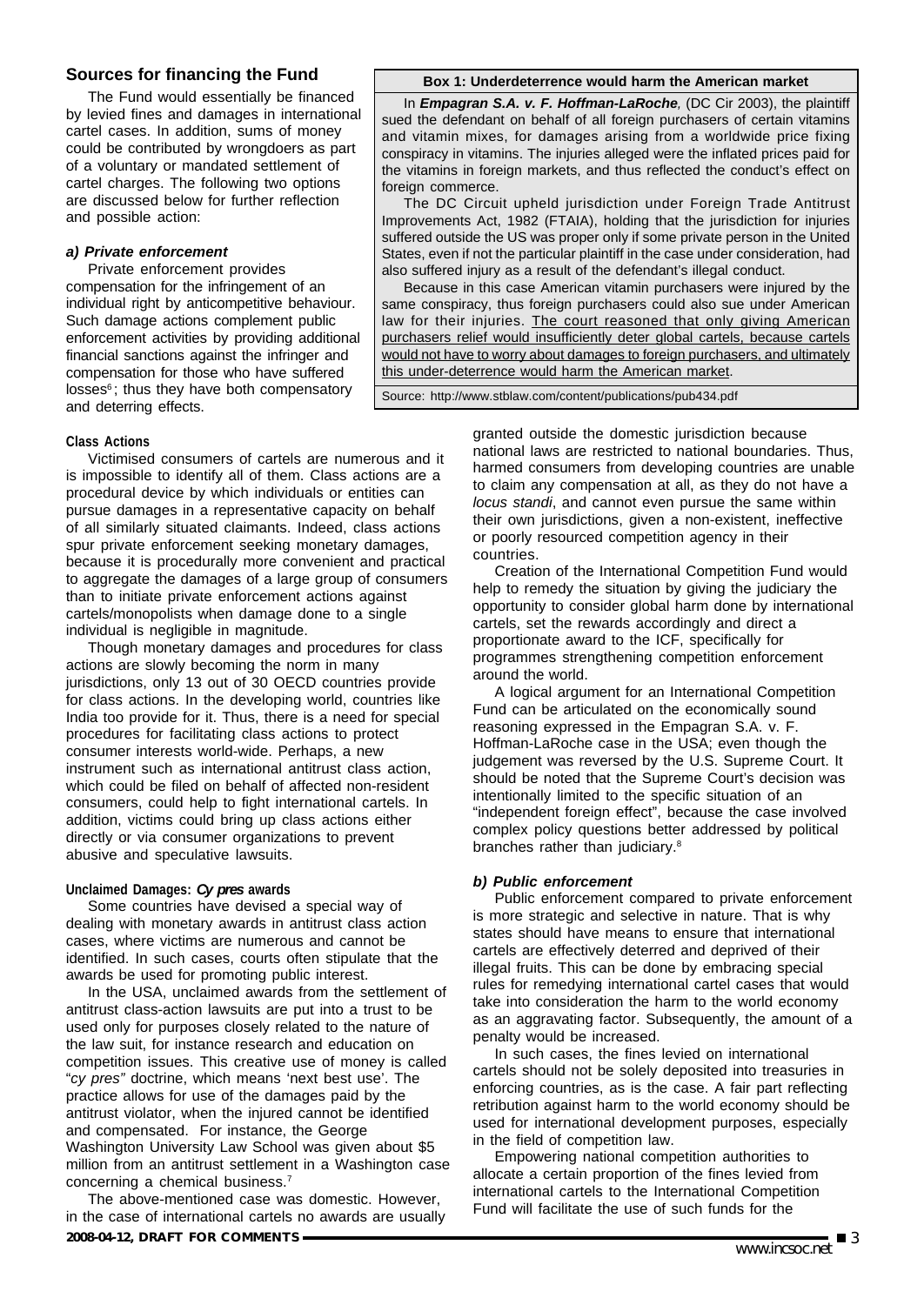## Sources for financing the Fund

The Fund would essentially be financed by levied fines and damages in international cartel cases. In addition, sums of money could be contributed by wrongdoers as part of a voluntary or mandated settlement of cartel charges. The following two options are discussed below for further reflection and possible action:

### *a) Private enforcement*

Private enforcement provides compensation for the infringement of an individual right by anticompetitive behaviour. Such damage actions complement public enforcement activities by providing additional financial sanctions against the infringer and compensation for those who have suffered losses[6]; thus they have both compensatory and deterring effects.

**Box 1: Underdeterrence would harm the American market**

In ***Empagran S.A. v. F. Hoffman-LaRoche***, (DC Cir 2003), the plaintiff sued the defendant on behalf of all foreign purchasers of certain vitamins and vitamin mixes, for damages arising from a worldwide price fixing conspiracy in vitamins. The injuries alleged were the inflated prices paid for the vitamins in foreign markets, and thus reflected the conduct's effect on foreign commerce.

The DC Circuit upheld jurisdiction under Foreign Trade Antitrust Improvements Act, 1982 (FTAIA), holding that the jurisdiction for injuries suffered outside the US was proper only if some private person in the United States, even if not the particular plaintiff in the case under consideration, had also suffered injury as a result of the defendant's illegal conduct.

Because in this case American vitamin purchasers were injured by the same conspiracy, thus foreign purchasers could also sue under American law for their injuries. <u>The court reasoned that only giving American purchasers relief would insufficiently deter global cartels, because cartels would not have to worry about damages to foreign purchasers, and ultimately this under-deterrence would harm the American market</u>.

Source: http://www.stblaw.com/content/publications/pub434.pdf

#### Class Actions

Victimised consumers of cartels are numerous and it is impossible to identify all of them. Class actions are a procedural device by which individuals or entities can pursue damages in a representative capacity on behalf of all similarly situated claimants. Indeed, class actions spur private enforcement seeking monetary damages, because it is procedurally more convenient and practical to aggregate the damages of a large group of consumers than to initiate private enforcement actions against cartels/monopolists when damage done to a single individual is negligible in magnitude.

Though monetary damages and procedures for class actions are slowly becoming the norm in many jurisdictions, only 13 out of 30 OECD countries provide for class actions. In the developing world, countries like India too provide for it. Thus, there is a need for special procedures for facilitating class actions to protect consumer interests world-wide. Perhaps, a new instrument such as international antitrust class action, which could be filed on behalf of affected non-resident consumers, could help to fight international cartels. In addition, victims could bring up class actions either directly or via consumer organizations to prevent abusive and speculative lawsuits.

#### Unclaimed Damages: *Cy pres* awards

Some countries have devised a special way of dealing with monetary awards in antitrust class action cases, where victims are numerous and cannot be identified. In such cases, courts often stipulate that the awards be used for promoting public interest.

In the USA, unclaimed awards from the settlement of antitrust class-action lawsuits are put into a trust to be used only for purposes closely related to the nature of the law suit, for instance research and education on competition issues. This creative use of money is called "*cy pres*" doctrine, which means 'next best use'. The practice allows for use of the damages paid by the antitrust violator, when the injured cannot be identified and compensated. For instance, the George Washington University Law School was given about $5 million from an antitrust settlement in a Washington case concerning a chemical business.[7]

The above-mentioned case was domestic. However, in the case of international cartels no awards are usually granted outside the domestic jurisdiction because national laws are restricted to national boundaries. Thus, harmed consumers from developing countries are unable to claim any compensation at all, as they do not have a *locus standi*, and cannot even pursue the same within their own jurisdictions, given a non-existent, ineffective or poorly resourced competition agency in their countries.

Creation of the International Competition Fund would help to remedy the situation by giving the judiciary the opportunity to consider global harm done by international cartels, set the rewards accordingly and direct a proportionate award to the ICF, specifically for programmes strengthening competition enforcement around the world.

A logical argument for an International Competition Fund can be articulated on the economically sound reasoning expressed in the Empagran S.A. v. F. Hoffman-LaRoche case in the USA; even though the judgement was reversed by the U.S. Supreme Court. It should be noted that the Supreme Court's decision was intentionally limited to the specific situation of an "independent foreign effect", because the case involved complex policy questions better addressed by political branches rather than judiciary.[8]

### *b) Public enforcement*

Public enforcement compared to private enforcement is more strategic and selective in nature. That is why states should have means to ensure that international cartels are effectively deterred and deprived of their illegal fruits. This can be done by embracing special rules for remedying international cartel cases that would take into consideration the harm to the world economy as an aggravating factor. Subsequently, the amount of a penalty would be increased.

In such cases, the fines levied on international cartels should not be solely deposited into treasuries in enforcing countries, as is the case. A fair part reflecting retribution against harm to the world economy should be used for international development purposes, especially in the field of competition law.

Empowering national competition authorities to allocate a certain proportion of the fines levied from international cartels to the International Competition Fund will facilitate the use of such funds for the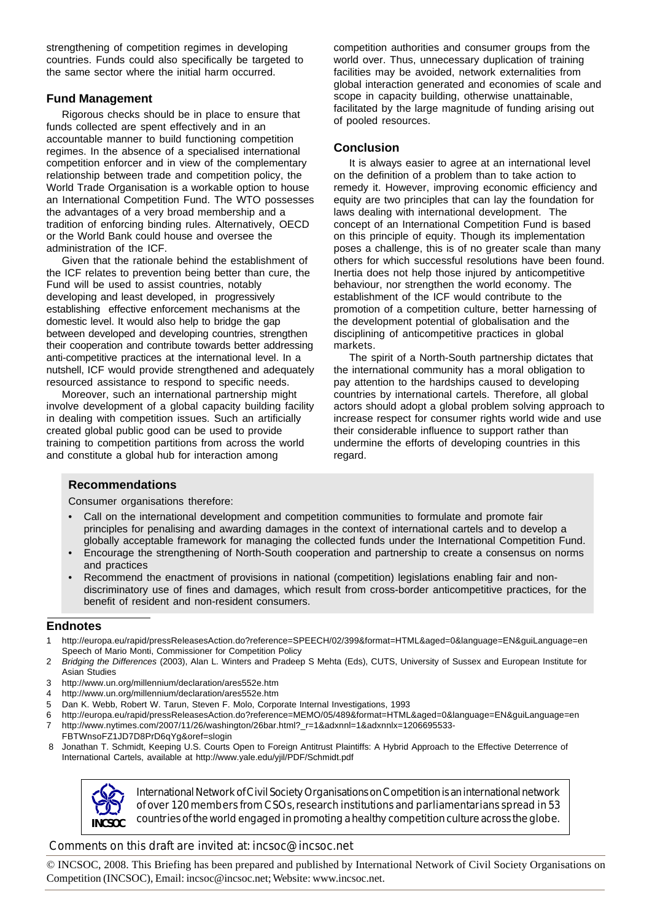strengthening of competition regimes in developing countries. Funds could also specifically be targeted to the same sector where the initial harm occurred.

## Fund Management

Rigorous checks should be in place to ensure that funds collected are spent effectively and in an accountable manner to build functioning competition regimes. In the absence of a specialised international competition enforcer and in view of the complementary relationship between trade and competition policy, the World Trade Organisation is a workable option to house an International Competition Fund. The WTO possesses the advantages of a very broad membership and a tradition of enforcing binding rules. Alternatively, OECD or the World Bank could house and oversee the administration of the ICF.

Given that the rationale behind the establishment of the ICF relates to prevention being better than cure, the Fund will be used to assist countries, notably developing and least developed, in progressively establishing effective enforcement mechanisms at the domestic level. It would also help to bridge the gap between developed and developing countries, strengthen their cooperation and contribute towards better addressing anti-competitive practices at the international level. In a nutshell, ICF would provide strengthened and adequately resourced assistance to respond to specific needs.

Moreover, such an international partnership might involve development of a global capacity building facility in dealing with competition issues. Such an artificially created global public good can be used to provide training to competition partitions from across the world and constitute a global hub for interaction among competition authorities and consumer groups from the world over. Thus, unnecessary duplication of training facilities may be avoided, network externalities from global interaction generated and economies of scale and scope in capacity building, otherwise unattainable, facilitated by the large magnitude of funding arising out of pooled resources.

## Conclusion

It is always easier to agree at an international level on the definition of a problem than to take action to remedy it. However, improving economic efficiency and equity are two principles that can lay the foundation for laws dealing with international development. The concept of an International Competition Fund is based on this principle of equity. Though its implementation poses a challenge, this is of no greater scale than many others for which successful resolutions have been found. Inertia does not help those injured by anticompetitive behaviour, nor strengthen the world economy. The establishment of the ICF would contribute to the promotion of a competition culture, better harnessing of the development potential of globalisation and the disciplining of anticompetitive practices in global markets.

The spirit of a North-South partnership dictates that the international community has a moral obligation to pay attention to the hardships caused to developing countries by international cartels. Therefore, all global actors should adopt a global problem solving approach to increase respect for consumer rights world wide and use their considerable influence to support rather than undermine the efforts of developing countries in this regard.

## Recommendations

Consumer organisations therefore:

- Call on the international development and competition communities to formulate and promote fair principles for penalising and awarding damages in the context of international cartels and to develop a globally acceptable framework for managing the collected funds under the International Competition Fund.
- Encourage the strengthening of North-South cooperation and partnership to create a consensus on norms and practices
- Recommend the enactment of provisions in national (competition) legislations enabling fair and non-discriminatory use of fines and damages, which result from cross-border anticompetitive practices, for the benefit of resident and non-resident consumers.

## Endnotes

1. http://europa.eu/rapid/pressReleasesAction.do?reference=SPEECH/02/399&format=HTML&aged=0&language=EN&guiLanguage=en Speech of Mario Monti, Commissioner for Competition Policy
2. *Bridging the Differences* (2003), Alan L. Winters and Pradeep S Mehta (Eds), CUTS, University of Sussex and European Institute for Asian Studies
3. http://www.un.org/millennium/declaration/ares552e.htm
4. http://www.un.org/millennium/declaration/ares552e.htm
5. Dan K. Webb, Robert W. Tarun, Steven F. Molo, Corporate Internal Investigations, 1993
6. http://europa.eu/rapid/pressReleasesAction.do?reference=MEMO/05/489&format=HTML&aged=0&language=EN&guiLanguage=en
7. http://www.nytimes.com/2007/11/26/washington/26bar.html?_r=1&adxnnl=1&adxnnlx=1206695533-FBTWnsoFZ1JD7D8PrD6qYg&oref=slogin
8. Jonathan T. Schmidt, Keeping U.S. Courts Open to Foreign Antitrust Plaintiffs: A Hybrid Approach to the Effective Deterrence of International Cartels, available at http://www.yale.edu/yjil/PDF/Schmidt.pdf

INCSOC

International Network of Civil Society Organisations on Competition is an international network of over 120 members from CSOs, research institutions and parliamentarians spread in 53 countries of the world engaged in promoting a healthy competition culture across the globe.

Comments on this draft are invited at: incsoc@incsoc.net

© INCSOC, 2008. This Briefing has been prepared and published by International Network of Civil Society Organisations on Competition (INCSOC), Email: incsoc@incsoc.net; Website: www.incsoc.net.